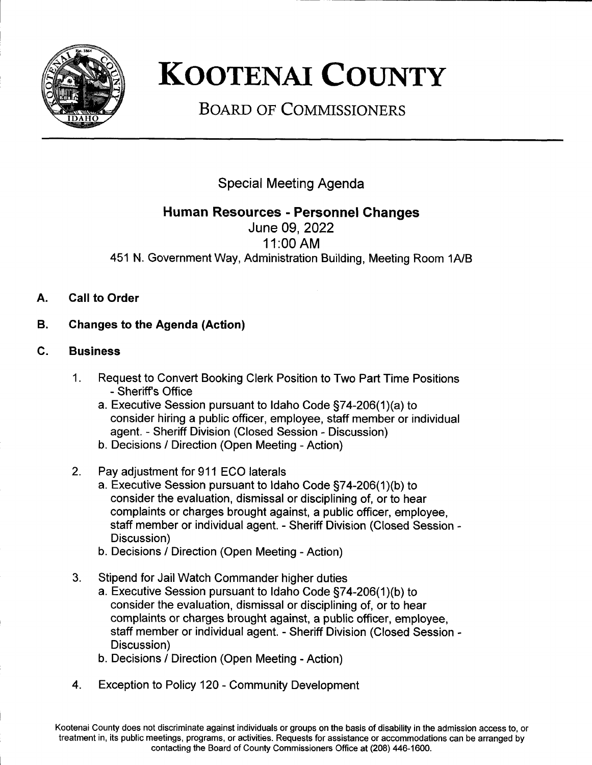# KOOTENAI COUNTY

## BOARD OF COMMISSIONERS

### Special Meeting Agenda

### Human Resources - Personnel Changes

June 09, 2022

11:00 AM

451 N. Government Way, Administration Building, Meeting Room 1A/B

**A. Call to Order**

**B. Changes to the Agenda (Action)**

**C. Business**

1. Request to Convert Booking Clerk Position to Two Part Time Positions - Sheriff's Office
   a. Executive Session pursuant to Idaho Code §74-206(1)(a) to consider hiring a public officer, employee, staff member or individual agent. - Sheriff Division (Closed Session - Discussion)
   b. Decisions / Direction (Open Meeting - Action)

2. Pay adjustment for 911 ECO laterals
   a. Executive Session pursuant to Idaho Code §74-206(1)(b) to consider the evaluation, dismissal or disciplining of, or to hear complaints or charges brought against, a public officer, employee, staff member or individual agent. - Sheriff Division (Closed Session - Discussion)
   b. Decisions / Direction (Open Meeting - Action)

3. Stipend for Jail Watch Commander higher duties
   a. Executive Session pursuant to Idaho Code §74-206(1)(b) to consider the evaluation, dismissal or disciplining of, or to hear complaints or charges brought against, a public officer, employee, staff member or individual agent. - Sheriff Division (Closed Session - Discussion)
   b. Decisions / Direction (Open Meeting - Action)

4. Exception to Policy 120 - Community Development

Kootenai County does not discriminate against individuals or groups on the basis of disability in the admission access to, or treatment in, its public meetings, programs, or activities. Requests for assistance or accommodations can be arranged by contacting the Board of County Commissioners Office at (208) 446-1600.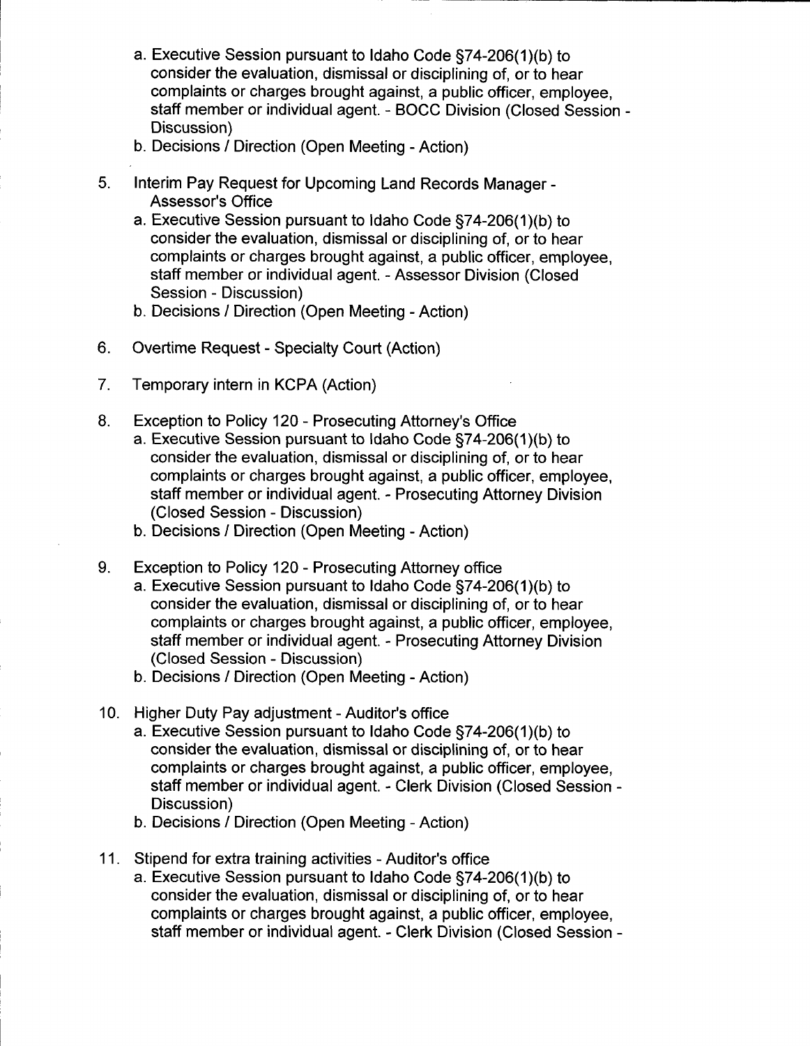a. Executive Session pursuant to Idaho Code §74-206(1)(b) to consider the evaluation, dismissal or disciplining of, or to hear complaints or charges brought against, a public officer, employee, staff member or individual agent. - BOCC Division (Closed Session - Discussion)
   b. Decisions / Direction (Open Meeting - Action)

5. Interim Pay Request for Upcoming Land Records Manager - Assessor's Office
   a. Executive Session pursuant to Idaho Code §74-206(1)(b) to consider the evaluation, dismissal or disciplining of, or to hear complaints or charges brought against, a public officer, employee, staff member or individual agent. - Assessor Division (Closed Session - Discussion)
   b. Decisions / Direction (Open Meeting - Action)

6. Overtime Request - Specialty Court (Action)

7. Temporary intern in KCPA (Action)

8. Exception to Policy 120 - Prosecuting Attorney's Office
   a. Executive Session pursuant to Idaho Code §74-206(1)(b) to consider the evaluation, dismissal or disciplining of, or to hear complaints or charges brought against, a public officer, employee, staff member or individual agent. - Prosecuting Attorney Division (Closed Session - Discussion)
   b. Decisions / Direction (Open Meeting - Action)

9. Exception to Policy 120 - Prosecuting Attorney office
   a. Executive Session pursuant to Idaho Code §74-206(1)(b) to consider the evaluation, dismissal or disciplining of, or to hear complaints or charges brought against, a public officer, employee, staff member or individual agent. - Prosecuting Attorney Division (Closed Session - Discussion)
   b. Decisions / Direction (Open Meeting - Action)

10. Higher Duty Pay adjustment - Auditor's office
    a. Executive Session pursuant to Idaho Code §74-206(1)(b) to consider the evaluation, dismissal or disciplining of, or to hear complaints or charges brought against, a public officer, employee, staff member or individual agent. - Clerk Division (Closed Session - Discussion)
    b. Decisions / Direction (Open Meeting - Action)

11. Stipend for extra training activities - Auditor's office
    a. Executive Session pursuant to Idaho Code §74-206(1)(b) to consider the evaluation, dismissal or disciplining of, or to hear complaints or charges brought against, a public officer, employee, staff member or individual agent. - Clerk Division (Closed Session -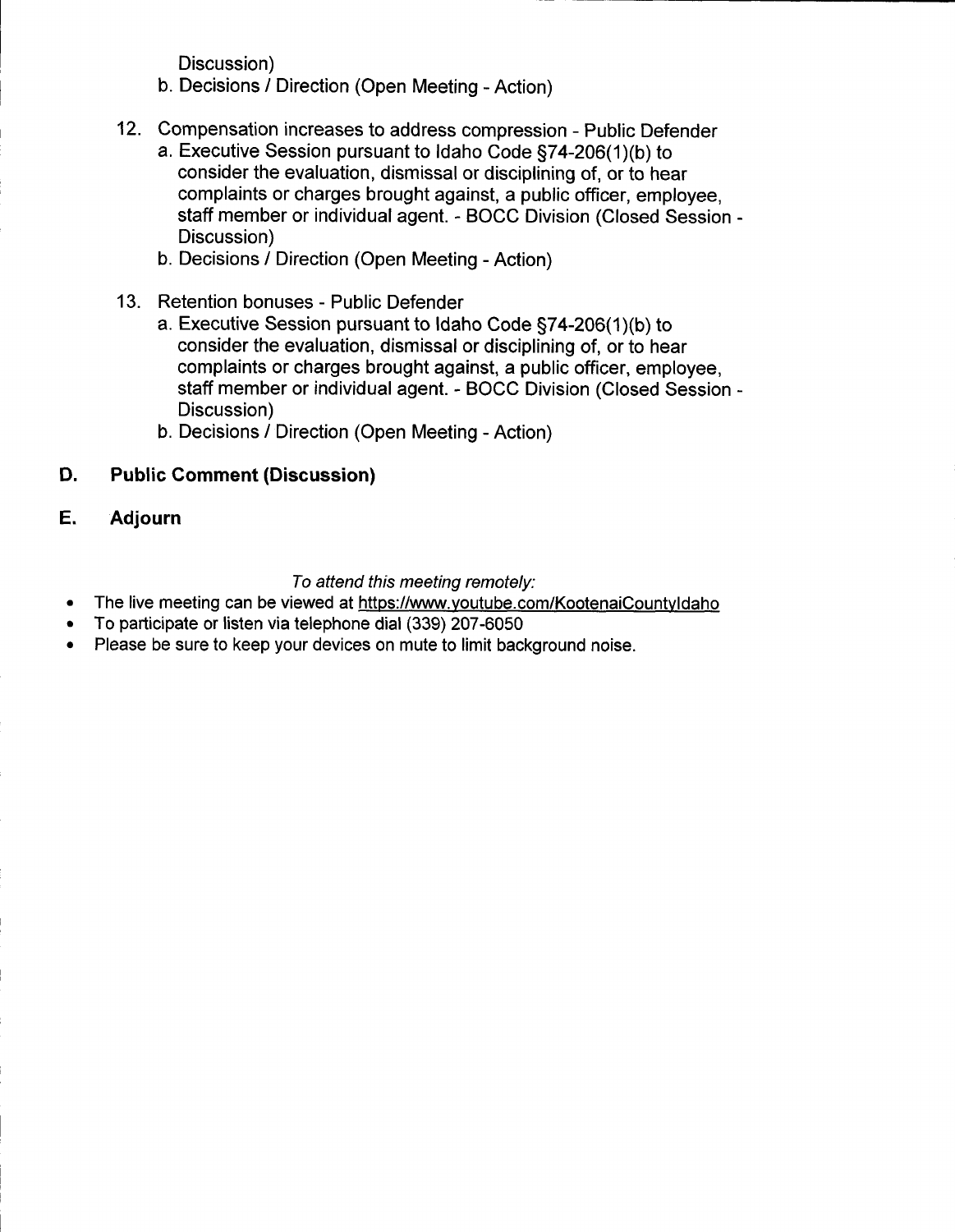Discussion)

b. Decisions / Direction (Open Meeting - Action)

12. Compensation increases to address compression - Public Defender
    a. Executive Session pursuant to Idaho Code §74-206(1)(b) to consider the evaluation, dismissal or disciplining of, or to hear complaints or charges brought against, a public officer, employee, staff member or individual agent. - BOCC Division (Closed Session - Discussion)
    b. Decisions / Direction (Open Meeting - Action)

13. Retention bonuses - Public Defender
    a. Executive Session pursuant to Idaho Code §74-206(1)(b) to consider the evaluation, dismissal or disciplining of, or to hear complaints or charges brought against, a public officer, employee, staff member or individual agent. - BOCC Division (Closed Session - Discussion)
    b. Decisions / Direction (Open Meeting - Action)

## D. Public Comment (Discussion)

## E. Adjourn

*To attend this meeting remotely:*

- The live meeting can be viewed at https://www.youtube.com/KootenaiCountyIdaho
- To participate or listen via telephone dial (339) 207-6050
- Please be sure to keep your devices on mute to limit background noise.